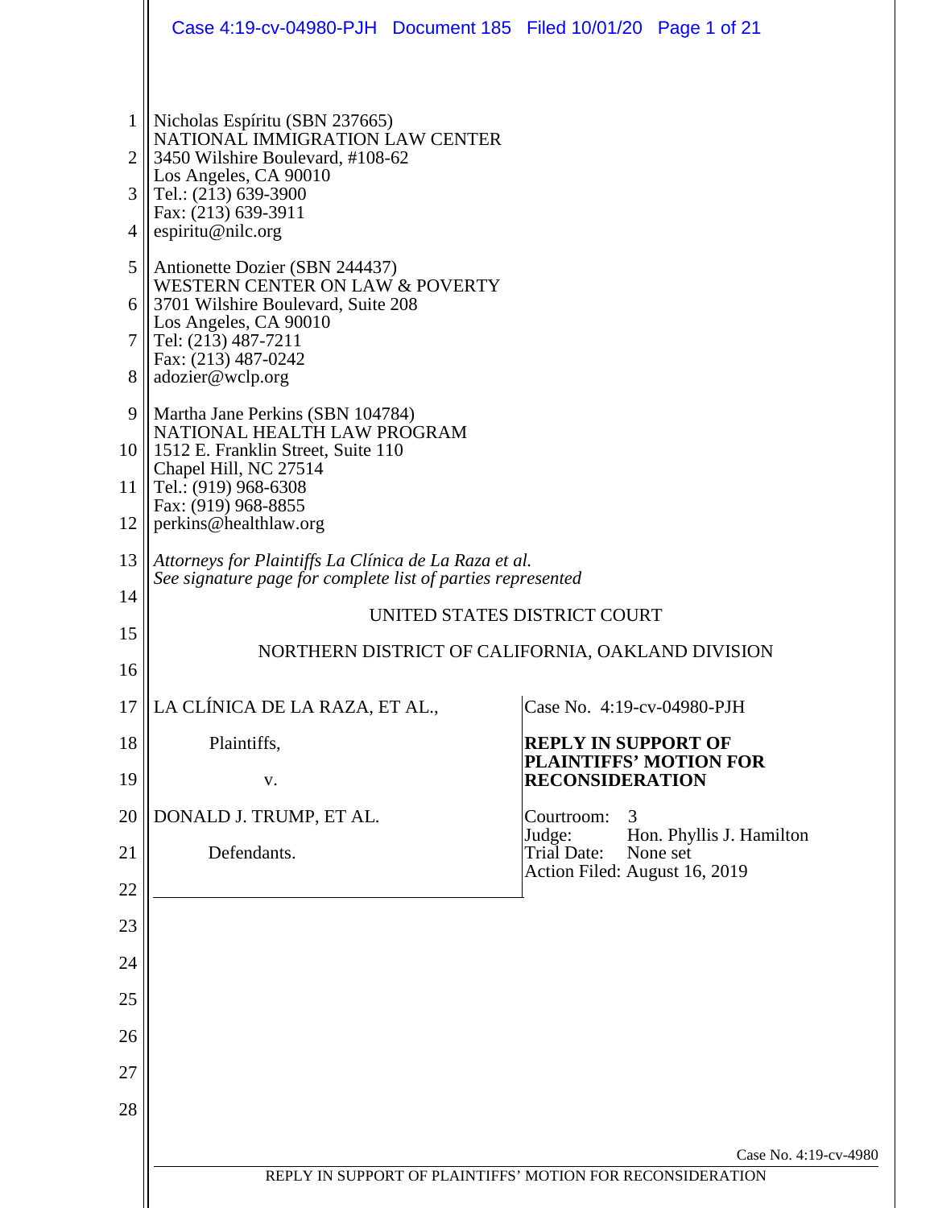Nicholas Espíritu (SBN 237665)
NATIONAL IMMIGRATION LAW CENTER
3450 Wilshire Boulevard, #108-62
Los Angeles, CA 90010
Tel.: (213) 639-3900
Fax: (213) 639-3911
espiritu@nilc.org

Antionette Dozier (SBN 244437)
WESTERN CENTER ON LAW & POVERTY
3701 Wilshire Boulevard, Suite 208
Los Angeles, CA 90010
Tel: (213) 487-7211
Fax: (213) 487-0242
adozier@wclp.org

Martha Jane Perkins (SBN 104784)
NATIONAL HEALTH LAW PROGRAM
1512 E. Franklin Street, Suite 110
Chapel Hill, NC 27514
Tel.: (919) 968-6308
Fax: (919) 968-8855
perkins@healthlaw.org

*Attorneys for Plaintiffs La Clínica de La Raza et al.*
*See signature page for complete list of parties represented*

UNITED STATES DISTRICT COURT

NORTHERN DISTRICT OF CALIFORNIA, OAKLAND DIVISION

| | |
|---|---|
| LA CLÍNICA DE LA RAZA, ET AL., | Case No. 4:19-cv-04980-PJH |
| Plaintiffs, | **REPLY IN SUPPORT OF PLAINTIFFS' MOTION FOR RECONSIDERATION** |
| v. | |
| DONALD J. TRUMP, ET AL. | Courtroom: 3<br>Judge: Hon. Phyllis J. Hamilton<br>Trial Date: None set<br>Action Filed: August 16, 2019 |
| Defendants. | |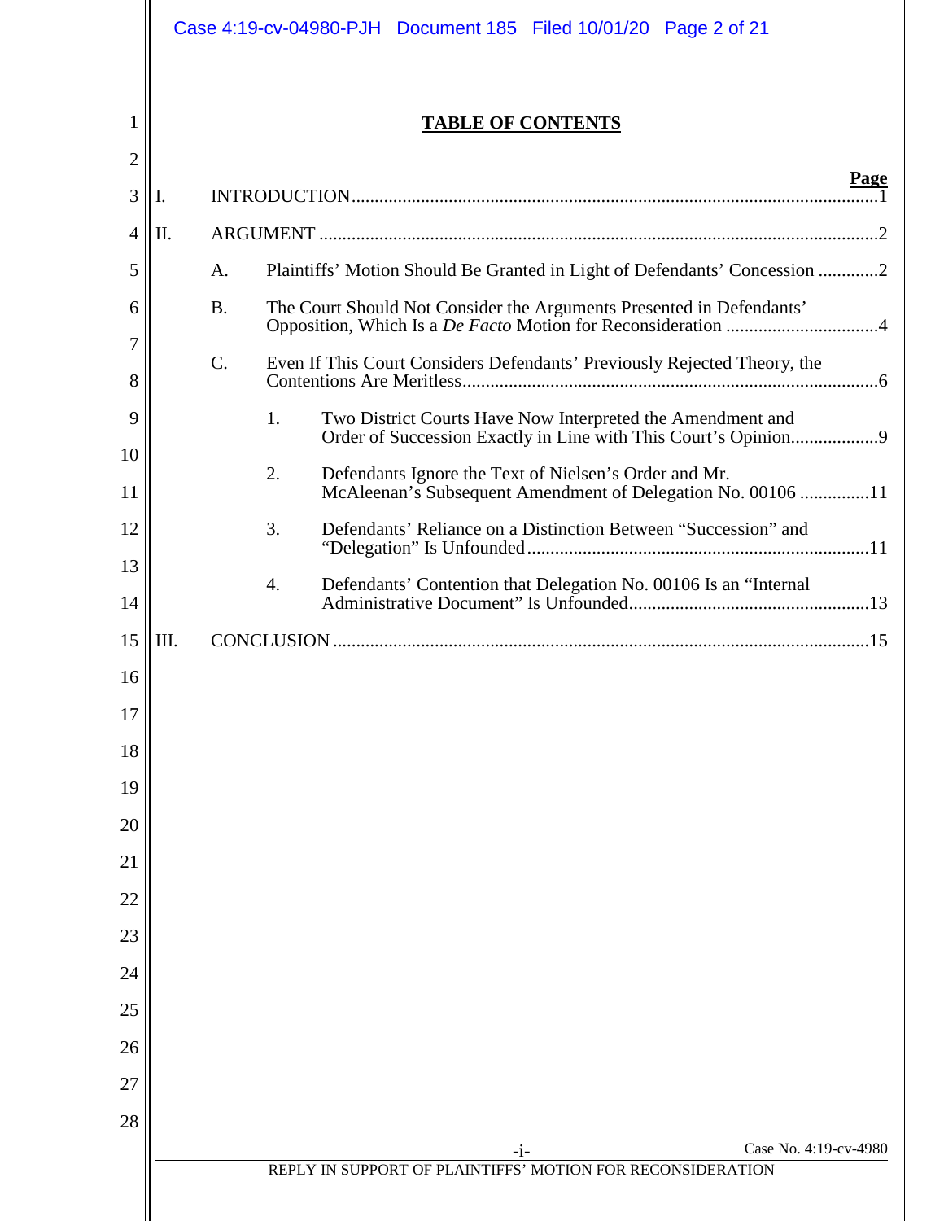# TABLE OF CONTENTS

| | Page |
|---|---|
| I. INTRODUCTION | 1 |
| II. ARGUMENT | 2 |
| A. Plaintiffs' Motion Should Be Granted in Light of Defendants' Concession | 2 |
| B. The Court Should Not Consider the Arguments Presented in Defendants' Opposition, Which Is a *De Facto* Motion for Reconsideration | 4 |
| C. Even If This Court Considers Defendants' Previously Rejected Theory, the Contentions Are Meritless | 6 |
| 1. Two District Courts Have Now Interpreted the Amendment and Order of Succession Exactly in Line with This Court's Opinion | 9 |
| 2. Defendants Ignore the Text of Nielsen's Order and Mr. McAleenan's Subsequent Amendment of Delegation No. 00106 | 11 |
| 3. Defendants' Reliance on a Distinction Between "Succession" and "Delegation" Is Unfounded | 11 |
| 4. Defendants' Contention that Delegation No. 00106 Is an "Internal Administrative Document" Is Unfounded | 13 |
| III. CONCLUSION | 15 |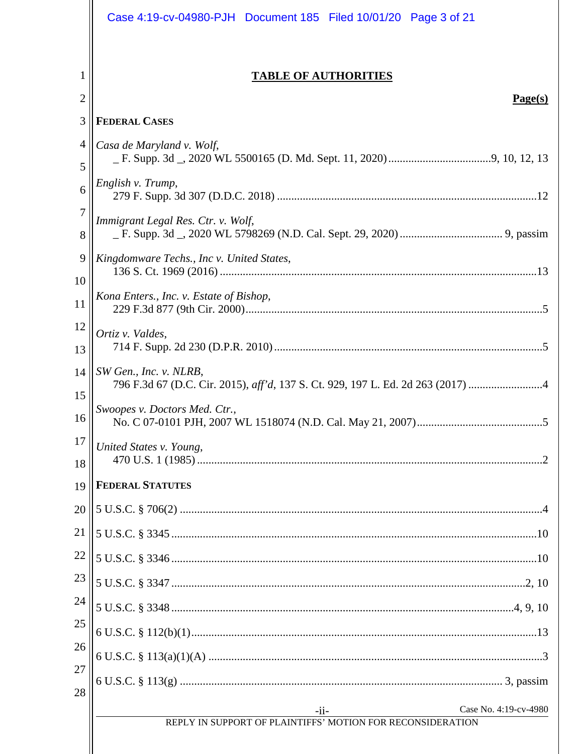# TABLE OF AUTHORITIES

**Page(s)**

**FEDERAL CASES**

*Casa de Maryland v. Wolf*,
_ F. Supp. 3d _, 2020 WL 5500165 (D. Md. Sept. 11, 2020) .... 9, 10, 12, 13

*English v. Trump*,
279 F. Supp. 3d 307 (D.D.C. 2018) .... 12

*Immigrant Legal Res. Ctr. v. Wolf*,
_ F. Supp. 3d _, 2020 WL 5798269 (N.D. Cal. Sept. 29, 2020) .... 9, passim

*Kingdomware Techs., Inc v. United States*,
136 S. Ct. 1969 (2016) .... 13

*Kona Enters., Inc. v. Estate of Bishop*,
229 F.3d 877 (9th Cir. 2000) .... 5

*Ortiz v. Valdes*,
714 F. Supp. 2d 230 (D.P.R. 2010) .... 5

*SW Gen., Inc. v. NLRB*,
796 F.3d 67 (D.C. Cir. 2015), *aff'd*, 137 S. Ct. 929, 197 L. Ed. 2d 263 (2017) .... 4

*Swoopes v. Doctors Med. Ctr.*,
No. C 07-0101 PJH, 2007 WL 1518074 (N.D. Cal. May 21, 2007) .... 5

*United States v. Young*,
470 U.S. 1 (1985) .... 2

**FEDERAL STATUTES**

5 U.S.C. § 706(2) .... 4

5 U.S.C. § 3345 .... 10

5 U.S.C. § 3346 .... 10

5 U.S.C. § 3347 .... 2, 10

5 U.S.C. § 3348 .... 4, 9, 10

6 U.S.C. § 112(b)(1) .... 13

6 U.S.C. § 113(a)(1)(A) .... 3

6 U.S.C. § 113(g) .... 3, passim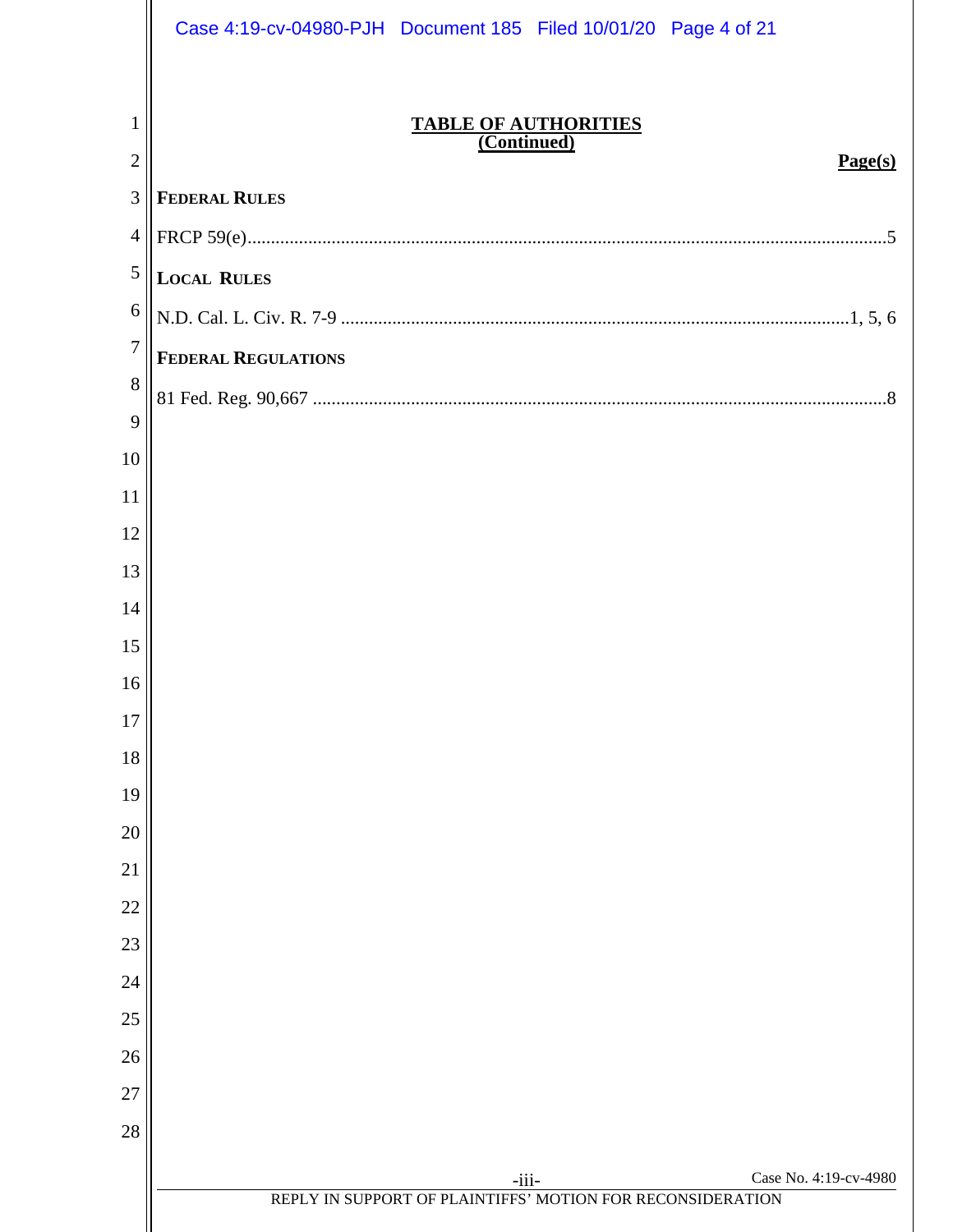**TABLE OF AUTHORITIES**
**(Continued)**

**Page(s)**

**FEDERAL RULES**

FRCP 59(e)......................................................................................................................................5

**LOCAL RULES**

N.D. Cal. L. Civ. R. 7-9 ..........................................................................................................1, 5, 6

**FEDERAL REGULATIONS**

81 Fed. Reg. 90,667 ........................................................................................................................8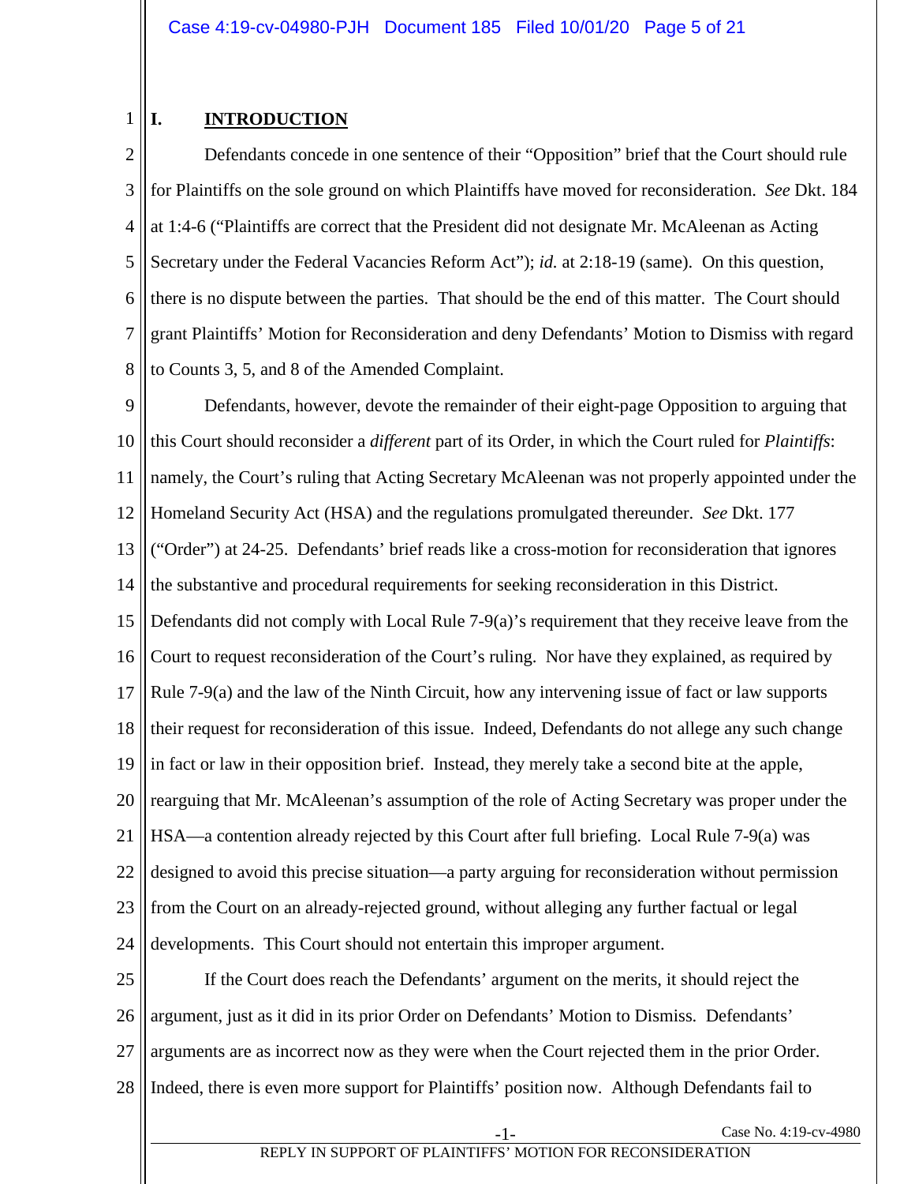## I. INTRODUCTION

Defendants concede in one sentence of their "Opposition" brief that the Court should rule for Plaintiffs on the sole ground on which Plaintiffs have moved for reconsideration. *See* Dkt. 184 at 1:4-6 ("Plaintiffs are correct that the President did not designate Mr. McAleenan as Acting Secretary under the Federal Vacancies Reform Act"); *id.* at 2:18-19 (same). On this question, there is no dispute between the parties. That should be the end of this matter. The Court should grant Plaintiffs' Motion for Reconsideration and deny Defendants' Motion to Dismiss with regard to Counts 3, 5, and 8 of the Amended Complaint.

Defendants, however, devote the remainder of their eight-page Opposition to arguing that this Court should reconsider a *different* part of its Order, in which the Court ruled for *Plaintiffs*: namely, the Court's ruling that Acting Secretary McAleenan was not properly appointed under the Homeland Security Act (HSA) and the regulations promulgated thereunder. *See* Dkt. 177 ("Order") at 24-25. Defendants' brief reads like a cross-motion for reconsideration that ignores the substantive and procedural requirements for seeking reconsideration in this District. Defendants did not comply with Local Rule 7-9(a)'s requirement that they receive leave from the Court to request reconsideration of the Court's ruling. Nor have they explained, as required by Rule 7-9(a) and the law of the Ninth Circuit, how any intervening issue of fact or law supports their request for reconsideration of this issue. Indeed, Defendants do not allege any such change in fact or law in their opposition brief. Instead, they merely take a second bite at the apple, rearguing that Mr. McAleenan's assumption of the role of Acting Secretary was proper under the HSA—a contention already rejected by this Court after full briefing. Local Rule 7-9(a) was designed to avoid this precise situation—a party arguing for reconsideration without permission from the Court on an already-rejected ground, without alleging any further factual or legal developments. This Court should not entertain this improper argument.

If the Court does reach the Defendants' argument on the merits, it should reject the argument, just as it did in its prior Order on Defendants' Motion to Dismiss. Defendants' arguments are as incorrect now as they were when the Court rejected them in the prior Order. Indeed, there is even more support for Plaintiffs' position now. Although Defendants fail to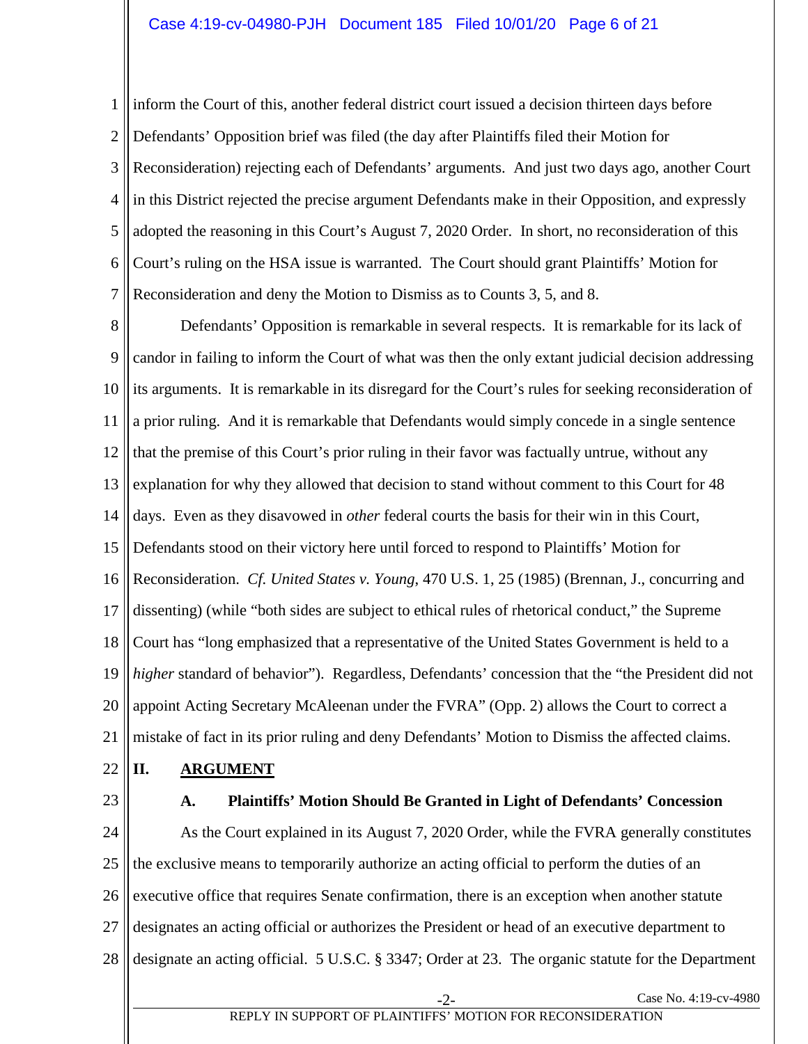inform the Court of this, another federal district court issued a decision thirteen days before Defendants' Opposition brief was filed (the day after Plaintiffs filed their Motion for Reconsideration) rejecting each of Defendants' arguments. And just two days ago, another Court in this District rejected the precise argument Defendants make in their Opposition, and expressly adopted the reasoning in this Court's August 7, 2020 Order. In short, no reconsideration of this Court's ruling on the HSA issue is warranted. The Court should grant Plaintiffs' Motion for Reconsideration and deny the Motion to Dismiss as to Counts 3, 5, and 8.

Defendants' Opposition is remarkable in several respects. It is remarkable for its lack of candor in failing to inform the Court of what was then the only extant judicial decision addressing its arguments. It is remarkable in its disregard for the Court's rules for seeking reconsideration of a prior ruling. And it is remarkable that Defendants would simply concede in a single sentence that the premise of this Court's prior ruling in their favor was factually untrue, without any explanation for why they allowed that decision to stand without comment to this Court for 48 days. Even as they disavowed in *other* federal courts the basis for their win in this Court, Defendants stood on their victory here until forced to respond to Plaintiffs' Motion for Reconsideration. *Cf. United States v. Young*, 470 U.S. 1, 25 (1985) (Brennan, J., concurring and dissenting) (while "both sides are subject to ethical rules of rhetorical conduct," the Supreme Court has "long emphasized that a representative of the United States Government is held to a *higher* standard of behavior"). Regardless, Defendants' concession that the "the President did not appoint Acting Secretary McAleenan under the FVRA" (Opp. 2) allows the Court to correct a mistake of fact in its prior ruling and deny Defendants' Motion to Dismiss the affected claims.

## II. ARGUMENT

### A. Plaintiffs' Motion Should Be Granted in Light of Defendants' Concession

As the Court explained in its August 7, 2020 Order, while the FVRA generally constitutes the exclusive means to temporarily authorize an acting official to perform the duties of an executive office that requires Senate confirmation, there is an exception when another statute designates an acting official or authorizes the President or head of an executive department to designate an acting official. 5 U.S.C. § 3347; Order at 23. The organic statute for the Department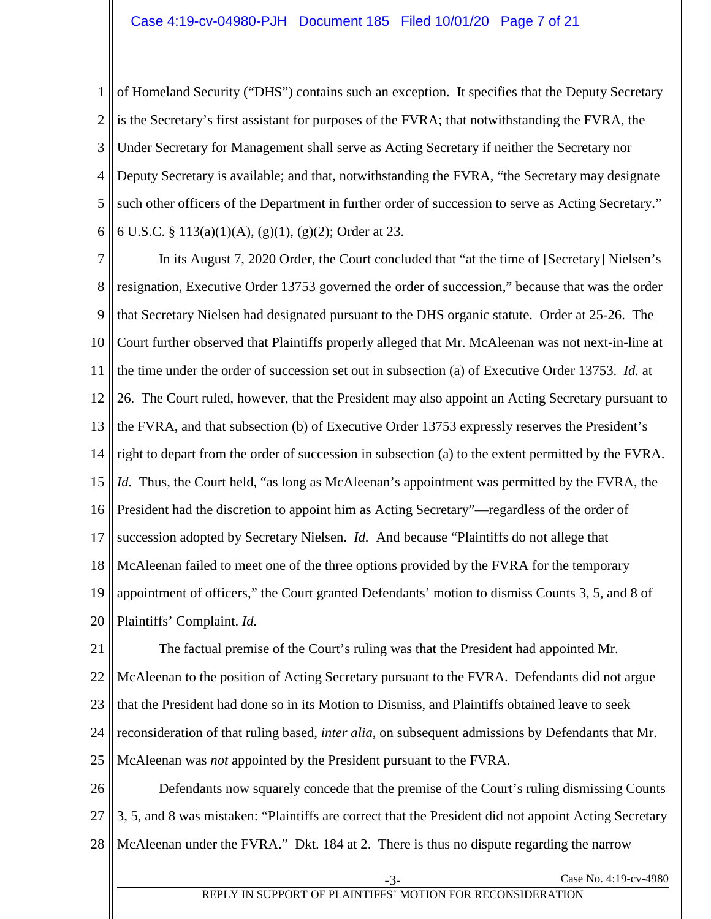of Homeland Security ("DHS") contains such an exception. It specifies that the Deputy Secretary is the Secretary's first assistant for purposes of the FVRA; that notwithstanding the FVRA, the Under Secretary for Management shall serve as Acting Secretary if neither the Secretary nor Deputy Secretary is available; and that, notwithstanding the FVRA, "the Secretary may designate such other officers of the Department in further order of succession to serve as Acting Secretary." 6 U.S.C. § 113(a)(1)(A), (g)(1), (g)(2); Order at 23.

In its August 7, 2020 Order, the Court concluded that "at the time of [Secretary] Nielsen's resignation, Executive Order 13753 governed the order of succession," because that was the order that Secretary Nielsen had designated pursuant to the DHS organic statute. Order at 25-26. The Court further observed that Plaintiffs properly alleged that Mr. McAleenan was not next-in-line at the time under the order of succession set out in subsection (a) of Executive Order 13753. *Id.* at 26. The Court ruled, however, that the President may also appoint an Acting Secretary pursuant to the FVRA, and that subsection (b) of Executive Order 13753 expressly reserves the President's right to depart from the order of succession in subsection (a) to the extent permitted by the FVRA. *Id.* Thus, the Court held, "as long as McAleenan's appointment was permitted by the FVRA, the President had the discretion to appoint him as Acting Secretary"—regardless of the order of succession adopted by Secretary Nielsen. *Id.* And because "Plaintiffs do not allege that McAleenan failed to meet one of the three options provided by the FVRA for the temporary appointment of officers," the Court granted Defendants' motion to dismiss Counts 3, 5, and 8 of Plaintiffs' Complaint. *Id.*

The factual premise of the Court's ruling was that the President had appointed Mr. McAleenan to the position of Acting Secretary pursuant to the FVRA. Defendants did not argue that the President had done so in its Motion to Dismiss, and Plaintiffs obtained leave to seek reconsideration of that ruling based, *inter alia*, on subsequent admissions by Defendants that Mr. McAleenan was *not* appointed by the President pursuant to the FVRA.

Defendants now squarely concede that the premise of the Court's ruling dismissing Counts 3, 5, and 8 was mistaken: "Plaintiffs are correct that the President did not appoint Acting Secretary McAleenan under the FVRA." Dkt. 184 at 2. There is thus no dispute regarding the narrow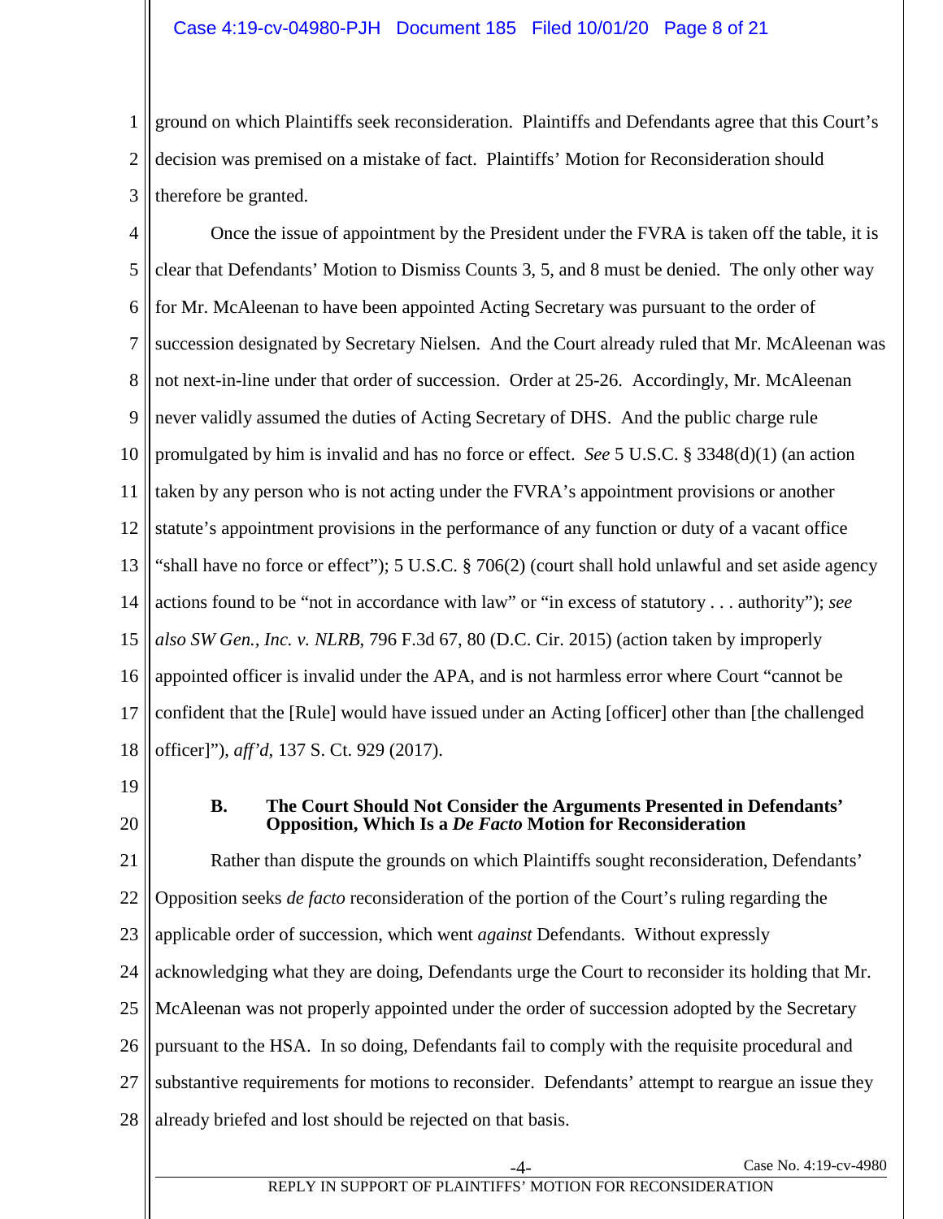ground on which Plaintiffs seek reconsideration. Plaintiffs and Defendants agree that this Court's decision was premised on a mistake of fact. Plaintiffs' Motion for Reconsideration should therefore be granted.

Once the issue of appointment by the President under the FVRA is taken off the table, it is clear that Defendants' Motion to Dismiss Counts 3, 5, and 8 must be denied. The only other way for Mr. McAleenan to have been appointed Acting Secretary was pursuant to the order of succession designated by Secretary Nielsen. And the Court already ruled that Mr. McAleenan was not next-in-line under that order of succession. Order at 25-26. Accordingly, Mr. McAleenan never validly assumed the duties of Acting Secretary of DHS. And the public charge rule promulgated by him is invalid and has no force or effect. *See* 5 U.S.C. § 3348(d)(1) (an action taken by any person who is not acting under the FVRA's appointment provisions or another statute's appointment provisions in the performance of any function or duty of a vacant office "shall have no force or effect"); 5 U.S.C. § 706(2) (court shall hold unlawful and set aside agency actions found to be "not in accordance with law" or "in excess of statutory . . . authority"); *see also SW Gen., Inc. v. NLRB*, 796 F.3d 67, 80 (D.C. Cir. 2015) (action taken by improperly appointed officer is invalid under the APA, and is not harmless error where Court "cannot be confident that the [Rule] would have issued under an Acting [officer] other than [the challenged officer]"), *aff'd*, 137 S. Ct. 929 (2017).

### B. The Court Should Not Consider the Arguments Presented in Defendants' Opposition, Which Is a *De Facto* Motion for Reconsideration

Rather than dispute the grounds on which Plaintiffs sought reconsideration, Defendants' Opposition seeks *de facto* reconsideration of the portion of the Court's ruling regarding the applicable order of succession, which went *against* Defendants. Without expressly acknowledging what they are doing, Defendants urge the Court to reconsider its holding that Mr. McAleenan was not properly appointed under the order of succession adopted by the Secretary pursuant to the HSA. In so doing, Defendants fail to comply with the requisite procedural and substantive requirements for motions to reconsider. Defendants' attempt to reargue an issue they already briefed and lost should be rejected on that basis.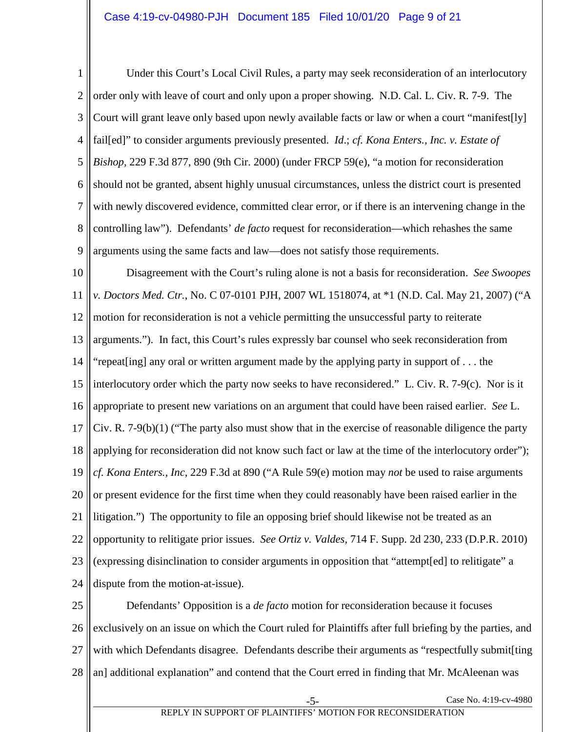Under this Court's Local Civil Rules, a party may seek reconsideration of an interlocutory order only with leave of court and only upon a proper showing. N.D. Cal. L. Civ. R. 7-9. The Court will grant leave only based upon newly available facts or law or when a court "manifest[ly] fail[ed]" to consider arguments previously presented. *Id*.; *cf. Kona Enters., Inc. v. Estate of Bishop*, 229 F.3d 877, 890 (9th Cir. 2000) (under FRCP 59(e), "a motion for reconsideration should not be granted, absent highly unusual circumstances, unless the district court is presented with newly discovered evidence, committed clear error, or if there is an intervening change in the controlling law"). Defendants' *de facto* request for reconsideration—which rehashes the same arguments using the same facts and law—does not satisfy those requirements.

Disagreement with the Court's ruling alone is not a basis for reconsideration. *See Swoopes v. Doctors Med. Ctr.*, No. C 07-0101 PJH, 2007 WL 1518074, at *1 (N.D. Cal. May 21, 2007) ("A motion for reconsideration is not a vehicle permitting the unsuccessful party to reiterate arguments."). In fact, this Court's rules expressly bar counsel who seek reconsideration from "repeat[ing] any oral or written argument made by the applying party in support of . . . the interlocutory order which the party now seeks to have reconsidered." L. Civ. R. 7-9(c). Nor is it appropriate to present new variations on an argument that could have been raised earlier. *See* L. Civ. R. 7-9(b)(1) ("The party also must show that in the exercise of reasonable diligence the party applying for reconsideration did not know such fact or law at the time of the interlocutory order"); *cf. Kona Enters., Inc*, 229 F.3d at 890 ("A Rule 59(e) motion may *not* be used to raise arguments or present evidence for the first time when they could reasonably have been raised earlier in the litigation.") The opportunity to file an opposing brief should likewise not be treated as an opportunity to relitigate prior issues. *See Ortiz v. Valdes,* 714 F. Supp. 2d 230, 233 (D.P.R. 2010) (expressing disinclination to consider arguments in opposition that "attempt[ed] to relitigate" a dispute from the motion-at-issue).

Defendants' Opposition is a *de facto* motion for reconsideration because it focuses exclusively on an issue on which the Court ruled for Plaintiffs after full briefing by the parties, and with which Defendants disagree. Defendants describe their arguments as "respectfully submit[ting an] additional explanation" and contend that the Court erred in finding that Mr. McAleenan was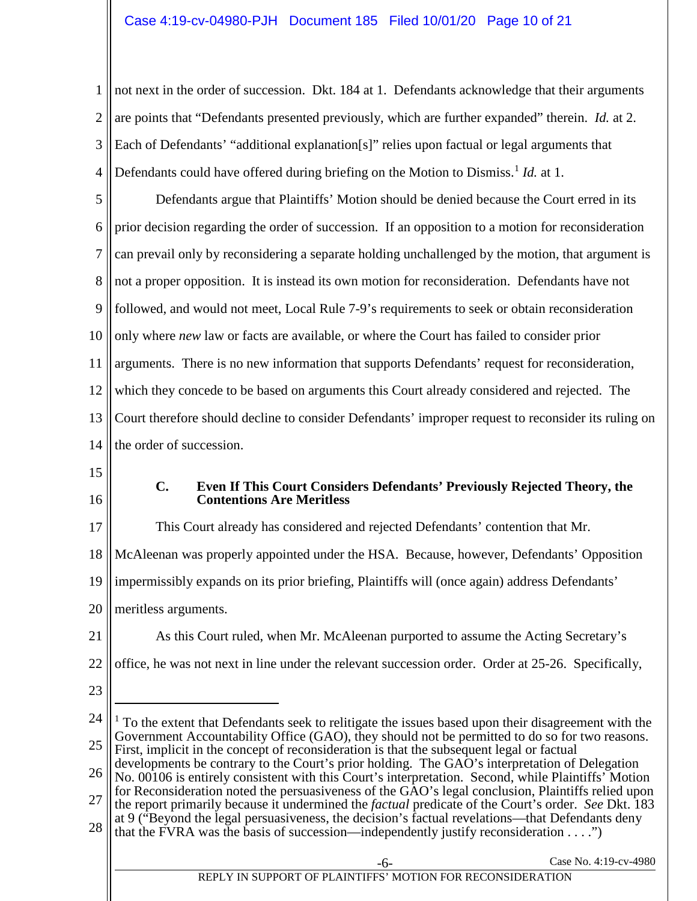not next in the order of succession. Dkt. 184 at 1. Defendants acknowledge that their arguments are points that "Defendants presented previously, which are further expanded" therein. *Id.* at 2. Each of Defendants' "additional explanation[s]" relies upon factual or legal arguments that Defendants could have offered during briefing on the Motion to Dismiss.[1] *Id.* at 1.

Defendants argue that Plaintiffs' Motion should be denied because the Court erred in its prior decision regarding the order of succession. If an opposition to a motion for reconsideration can prevail only by reconsidering a separate holding unchallenged by the motion, that argument is not a proper opposition. It is instead its own motion for reconsideration. Defendants have not followed, and would not meet, Local Rule 7-9's requirements to seek or obtain reconsideration only where *new* law or facts are available, or where the Court has failed to consider prior arguments. There is no new information that supports Defendants' request for reconsideration, which they concede to be based on arguments this Court already considered and rejected. The Court therefore should decline to consider Defendants' improper request to reconsider its ruling on the order of succession.

### C. Even If This Court Considers Defendants' Previously Rejected Theory, the Contentions Are Meritless

This Court already has considered and rejected Defendants' contention that Mr. McAleenan was properly appointed under the HSA. Because, however, Defendants' Opposition impermissibly expands on its prior briefing, Plaintiffs will (once again) address Defendants' meritless arguments.

As this Court ruled, when Mr. McAleenan purported to assume the Acting Secretary's office, he was not next in line under the relevant succession order. Order at 25-26. Specifically,

---

[1] To the extent that Defendants seek to relitigate the issues based upon their disagreement with the Government Accountability Office (GAO), they should not be permitted to do so for two reasons. First, implicit in the concept of reconsideration is that the subsequent legal or factual developments be contrary to the Court's prior holding. The GAO's interpretation of Delegation No. 00106 is entirely consistent with this Court's interpretation. Second, while Plaintiffs' Motion for Reconsideration noted the persuasiveness of the GAO's legal conclusion, Plaintiffs relied upon the report primarily because it undermined the *factual* predicate of the Court's order. *See* Dkt. 183 at 9 ("Beyond the legal persuasiveness, the decision's factual revelations—that Defendants deny that the FVRA was the basis of succession—independently justify reconsideration . . . .")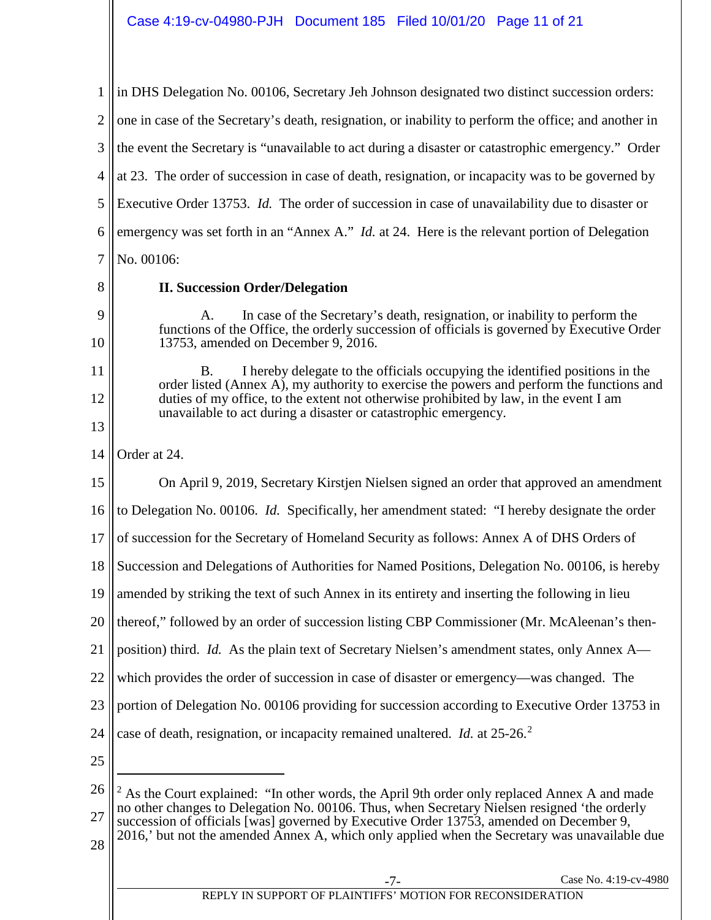in DHS Delegation No. 00106, Secretary Jeh Johnson designated two distinct succession orders: one in case of the Secretary's death, resignation, or inability to perform the office; and another in the event the Secretary is "unavailable to act during a disaster or catastrophic emergency." Order at 23. The order of succession in case of death, resignation, or incapacity was to be governed by Executive Order 13753. *Id.* The order of succession in case of unavailability due to disaster or emergency was set forth in an "Annex A." *Id.* at 24. Here is the relevant portion of Delegation No. 00106:

> **II. Succession Order/Delegation**
>
> A. In case of the Secretary's death, resignation, or inability to perform the functions of the Office, the orderly succession of officials is governed by Executive Order 13753, amended on December 9, 2016.
>
> B. I hereby delegate to the officials occupying the identified positions in the order listed (Annex A), my authority to exercise the powers and perform the functions and duties of my office, to the extent not otherwise prohibited by law, in the event I am unavailable to act during a disaster or catastrophic emergency.

Order at 24.

On April 9, 2019, Secretary Kirstjen Nielsen signed an order that approved an amendment to Delegation No. 00106. *Id.* Specifically, her amendment stated: "I hereby designate the order of succession for the Secretary of Homeland Security as follows: Annex A of DHS Orders of Succession and Delegations of Authorities for Named Positions, Delegation No. 00106, is hereby amended by striking the text of such Annex in its entirety and inserting the following in lieu thereof," followed by an order of succession listing CBP Commissioner (Mr. McAleenan's then-position) third. *Id.* As the plain text of Secretary Nielsen's amendment states, only Annex A—which provides the order of succession in case of disaster or emergency—was changed. The portion of Delegation No. 00106 providing for succession according to Executive Order 13753 in case of death, resignation, or incapacity remained unaltered. *Id.* at 25-26.[2]

---

[2] As the Court explained: "In other words, the April 9th order only replaced Annex A and made no other changes to Delegation No. 00106. Thus, when Secretary Nielsen resigned 'the orderly succession of officials [was] governed by Executive Order 13753, amended on December 9, 2016,' but not the amended Annex A, which only applied when the Secretary was unavailable due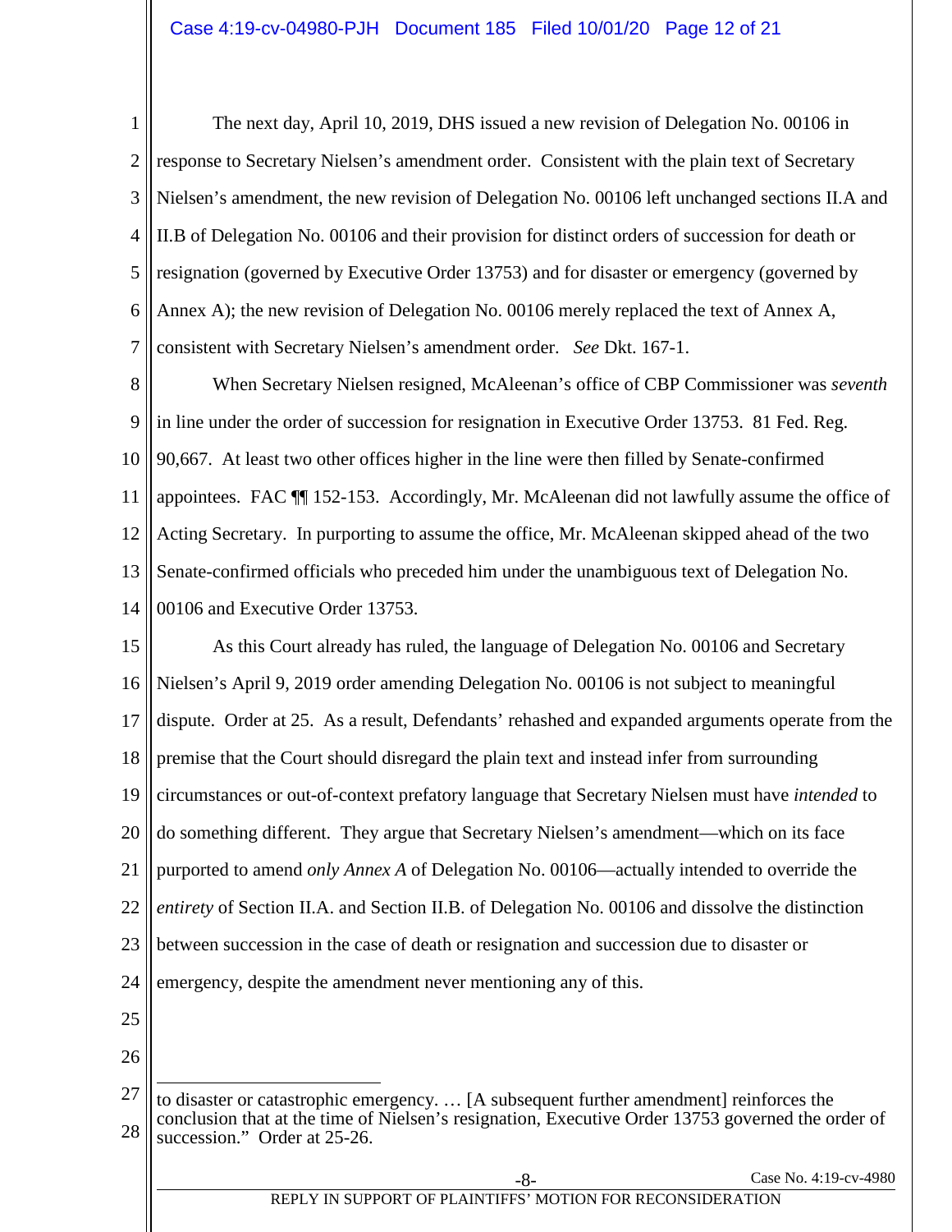The next day, April 10, 2019, DHS issued a new revision of Delegation No. 00106 in response to Secretary Nielsen's amendment order. Consistent with the plain text of Secretary Nielsen's amendment, the new revision of Delegation No. 00106 left unchanged sections II.A and II.B of Delegation No. 00106 and their provision for distinct orders of succession for death or resignation (governed by Executive Order 13753) and for disaster or emergency (governed by Annex A); the new revision of Delegation No. 00106 merely replaced the text of Annex A, consistent with Secretary Nielsen's amendment order. *See* Dkt. 167-1.

When Secretary Nielsen resigned, McAleenan's office of CBP Commissioner was *seventh* in line under the order of succession for resignation in Executive Order 13753. 81 Fed. Reg. 90,667. At least two other offices higher in the line were then filled by Senate-confirmed appointees. FAC ¶¶ 152-153. Accordingly, Mr. McAleenan did not lawfully assume the office of Acting Secretary. In purporting to assume the office, Mr. McAleenan skipped ahead of the two Senate-confirmed officials who preceded him under the unambiguous text of Delegation No. 00106 and Executive Order 13753.

As this Court already has ruled, the language of Delegation No. 00106 and Secretary Nielsen's April 9, 2019 order amending Delegation No. 00106 is not subject to meaningful dispute. Order at 25. As a result, Defendants' rehashed and expanded arguments operate from the premise that the Court should disregard the plain text and instead infer from surrounding circumstances or out-of-context prefatory language that Secretary Nielsen must have *intended* to do something different. They argue that Secretary Nielsen's amendment—which on its face purported to amend *only Annex A* of Delegation No. 00106—actually intended to override the *entirety* of Section II.A. and Section II.B. of Delegation No. 00106 and dissolve the distinction between succession in the case of death or resignation and succession due to disaster or emergency, despite the amendment never mentioning any of this.

---

to disaster or catastrophic emergency. … [A subsequent further amendment] reinforces the conclusion that at the time of Nielsen's resignation, Executive Order 13753 governed the order of succession." Order at 25-26.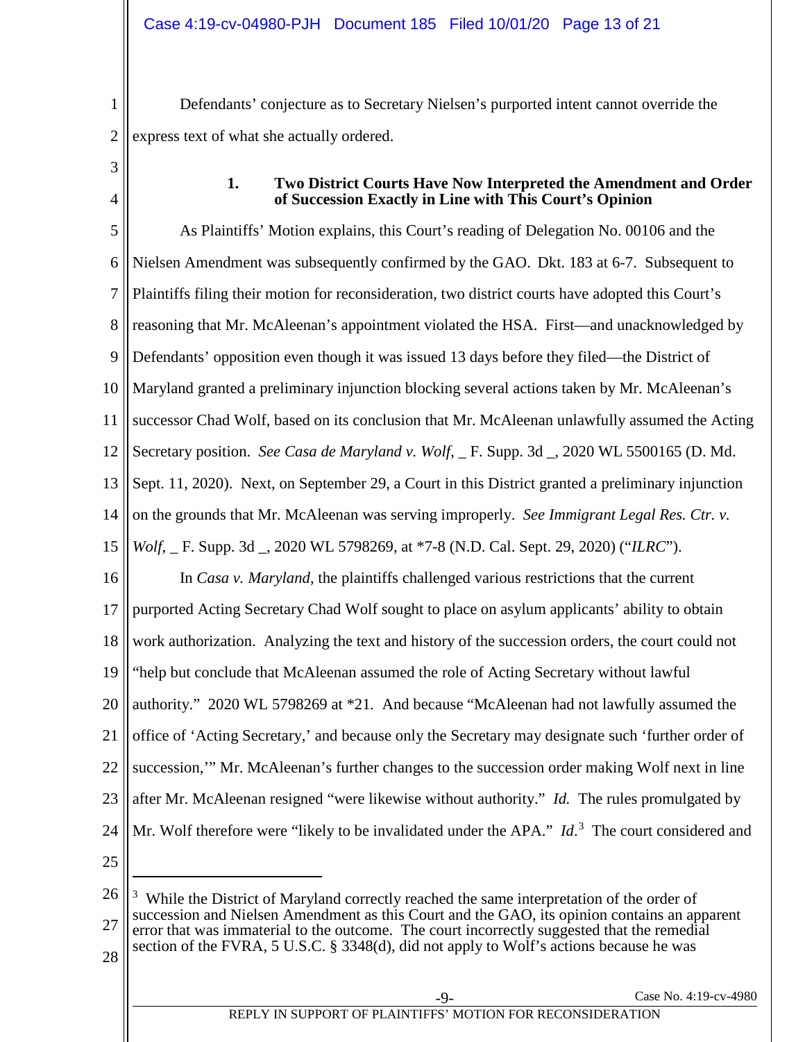Defendants' conjecture as to Secretary Nielsen's purported intent cannot override the express text of what she actually ordered.

### 1. Two District Courts Have Now Interpreted the Amendment and Order of Succession Exactly in Line with This Court's Opinion

As Plaintiffs' Motion explains, this Court's reading of Delegation No. 00106 and the Nielsen Amendment was subsequently confirmed by the GAO. Dkt. 183 at 6-7. Subsequent to Plaintiffs filing their motion for reconsideration, two district courts have adopted this Court's reasoning that Mr. McAleenan's appointment violated the HSA. First—and unacknowledged by Defendants' opposition even though it was issued 13 days before they filed—the District of Maryland granted a preliminary injunction blocking several actions taken by Mr. McAleenan's successor Chad Wolf, based on its conclusion that Mr. McAleenan unlawfully assumed the Acting Secretary position. *See Casa de Maryland v. Wolf*, _ F. Supp. 3d _, 2020 WL 5500165 (D. Md. Sept. 11, 2020). Next, on September 29, a Court in this District granted a preliminary injunction on the grounds that Mr. McAleenan was serving improperly. *See Immigrant Legal Res. Ctr. v. Wolf*, _ F. Supp. 3d _, 2020 WL 5798269, at *7-8 (N.D. Cal. Sept. 29, 2020) ("*ILRC*").

In *Casa v. Maryland*, the plaintiffs challenged various restrictions that the current purported Acting Secretary Chad Wolf sought to place on asylum applicants' ability to obtain work authorization. Analyzing the text and history of the succession orders, the court could not "help but conclude that McAleenan assumed the role of Acting Secretary without lawful authority." 2020 WL 5798269 at *21. And because "McAleenan had not lawfully assumed the office of 'Acting Secretary,' and because only the Secretary may designate such 'further order of succession,'" Mr. McAleenan's further changes to the succession order making Wolf next in line after Mr. McAleenan resigned "were likewise without authority." *Id.* The rules promulgated by Mr. Wolf therefore were "likely to be invalidated under the APA." *Id.*[3] The court considered and

---

[3] While the District of Maryland correctly reached the same interpretation of the order of succession and Nielsen Amendment as this Court and the GAO, its opinion contains an apparent error that was immaterial to the outcome. The court incorrectly suggested that the remedial section of the FVRA, 5 U.S.C. § 3348(d), did not apply to Wolf's actions because he was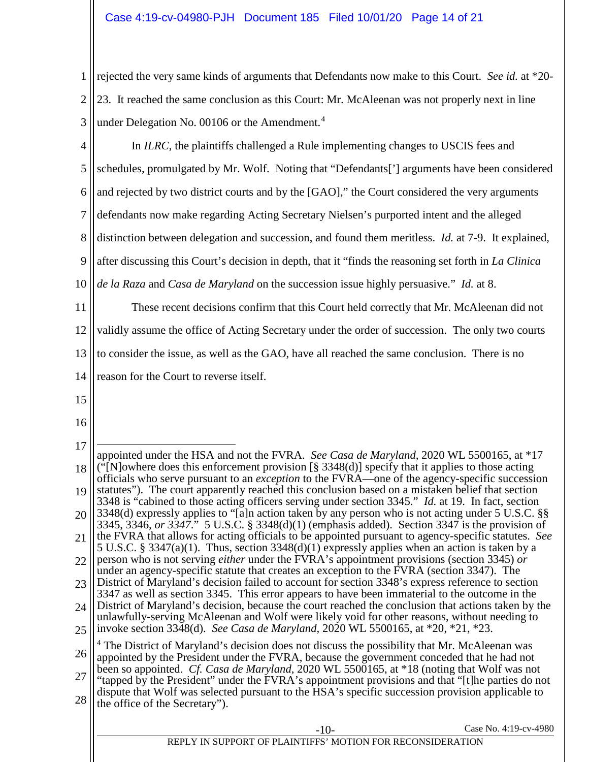rejected the very same kinds of arguments that Defendants now make to this Court. *See id.* at *20-23. It reached the same conclusion as this Court: Mr. McAleenan was not properly next in line under Delegation No. 00106 or the Amendment.[4]

In *ILRC*, the plaintiffs challenged a Rule implementing changes to USCIS fees and schedules, promulgated by Mr. Wolf. Noting that "Defendants['] arguments have been considered and rejected by two district courts and by the [GAO]," the Court considered the very arguments defendants now make regarding Acting Secretary Nielsen's purported intent and the alleged distinction between delegation and succession, and found them meritless. *Id.* at 7-9. It explained, after discussing this Court's decision in depth, that it "finds the reasoning set forth in *La Clinica de la Raza* and *Casa de Maryland* on the succession issue highly persuasive." *Id.* at 8.

These recent decisions confirm that this Court held correctly that Mr. McAleenan did not validly assume the office of Acting Secretary under the order of succession. The only two courts to consider the issue, as well as the GAO, have all reached the same conclusion. There is no reason for the Court to reverse itself.

---

appointed under the HSA and not the FVRA. *See Casa de Maryland*, 2020 WL 5500165, at *17 ("[N]owhere does this enforcement provision [§ 3348(d)] specify that it applies to those acting officials who serve pursuant to an *exception* to the FVRA—one of the agency-specific succession statutes"). The court apparently reached this conclusion based on a mistaken belief that section 3348 is "cabined to those acting officers serving under section 3345." *Id.* at 19. In fact, section 3348(d) expressly applies to "[a]n action taken by any person who is not acting under 5 U.S.C. §§ 3345, 3346, *or 3347*." 5 U.S.C. § 3348(d)(1) (emphasis added). Section 3347 is the provision of the FVRA that allows for acting officials to be appointed pursuant to agency-specific statutes. *See* 5 U.S.C. § 3347(a)(1). Thus, section 3348(d)(1) expressly applies when an action is taken by a person who is not serving *either* under the FVRA's appointment provisions (section 3345) *or* under an agency-specific statute that creates an exception to the FVRA (section 3347). The District of Maryland's decision failed to account for section 3348's express reference to section 3347 as well as section 3345. This error appears to have been immaterial to the outcome in the District of Maryland's decision, because the court reached the conclusion that actions taken by the unlawfully-serving McAleenan and Wolf were likely void for other reasons, without needing to invoke section 3348(d). *See Casa de Maryland*, 2020 WL 5500165, at *20, *21, *23.

[4] The District of Maryland's decision does not discuss the possibility that Mr. McAleenan was appointed by the President under the FVRA, because the government conceded that he had not been so appointed. *Cf. Casa de Maryland*, 2020 WL 5500165, at *18 (noting that Wolf was not "tapped by the President" under the FVRA's appointment provisions and that "[t]he parties do not dispute that Wolf was selected pursuant to the HSA's specific succession provision applicable to the office of the Secretary").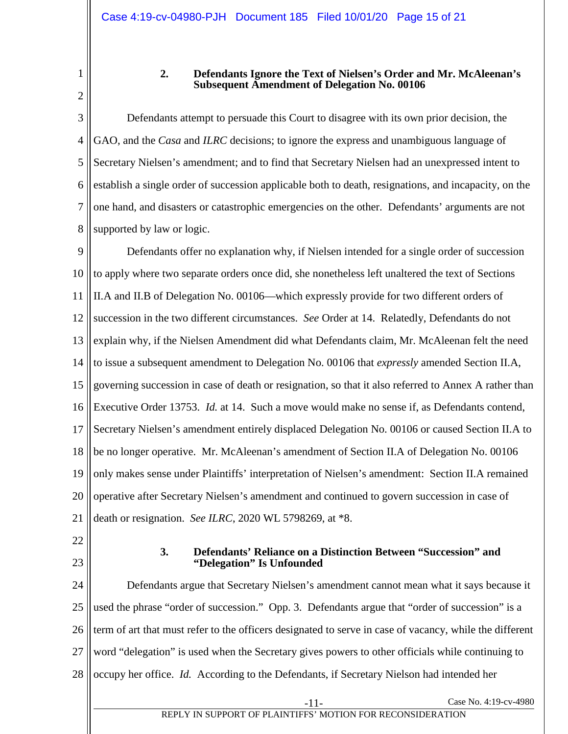### 2. Defendants Ignore the Text of Nielsen's Order and Mr. McAleenan's Subsequent Amendment of Delegation No. 00106

Defendants attempt to persuade this Court to disagree with its own prior decision, the GAO, and the *Casa* and *ILRC* decisions; to ignore the express and unambiguous language of Secretary Nielsen's amendment; and to find that Secretary Nielsen had an unexpressed intent to establish a single order of succession applicable both to death, resignations, and incapacity, on the one hand, and disasters or catastrophic emergencies on the other. Defendants' arguments are not supported by law or logic.

Defendants offer no explanation why, if Nielsen intended for a single order of succession to apply where two separate orders once did, she nonetheless left unaltered the text of Sections II.A and II.B of Delegation No. 00106—which expressly provide for two different orders of succession in the two different circumstances. *See* Order at 14. Relatedly, Defendants do not explain why, if the Nielsen Amendment did what Defendants claim, Mr. McAleenan felt the need to issue a subsequent amendment to Delegation No. 00106 that *expressly* amended Section II.A, governing succession in case of death or resignation, so that it also referred to Annex A rather than Executive Order 13753. *Id.* at 14. Such a move would make no sense if, as Defendants contend, Secretary Nielsen's amendment entirely displaced Delegation No. 00106 or caused Section II.A to be no longer operative. Mr. McAleenan's amendment of Section II.A of Delegation No. 00106 only makes sense under Plaintiffs' interpretation of Nielsen's amendment: Section II.A remained operative after Secretary Nielsen's amendment and continued to govern succession in case of death or resignation. *See ILRC*, 2020 WL 5798269, at *8.

### 3. Defendants' Reliance on a Distinction Between "Succession" and "Delegation" Is Unfounded

Defendants argue that Secretary Nielsen's amendment cannot mean what it says because it used the phrase "order of succession." Opp. 3. Defendants argue that "order of succession" is a term of art that must refer to the officers designated to serve in case of vacancy, while the different word "delegation" is used when the Secretary gives powers to other officials while continuing to occupy her office. *Id.* According to the Defendants, if Secretary Nielson had intended her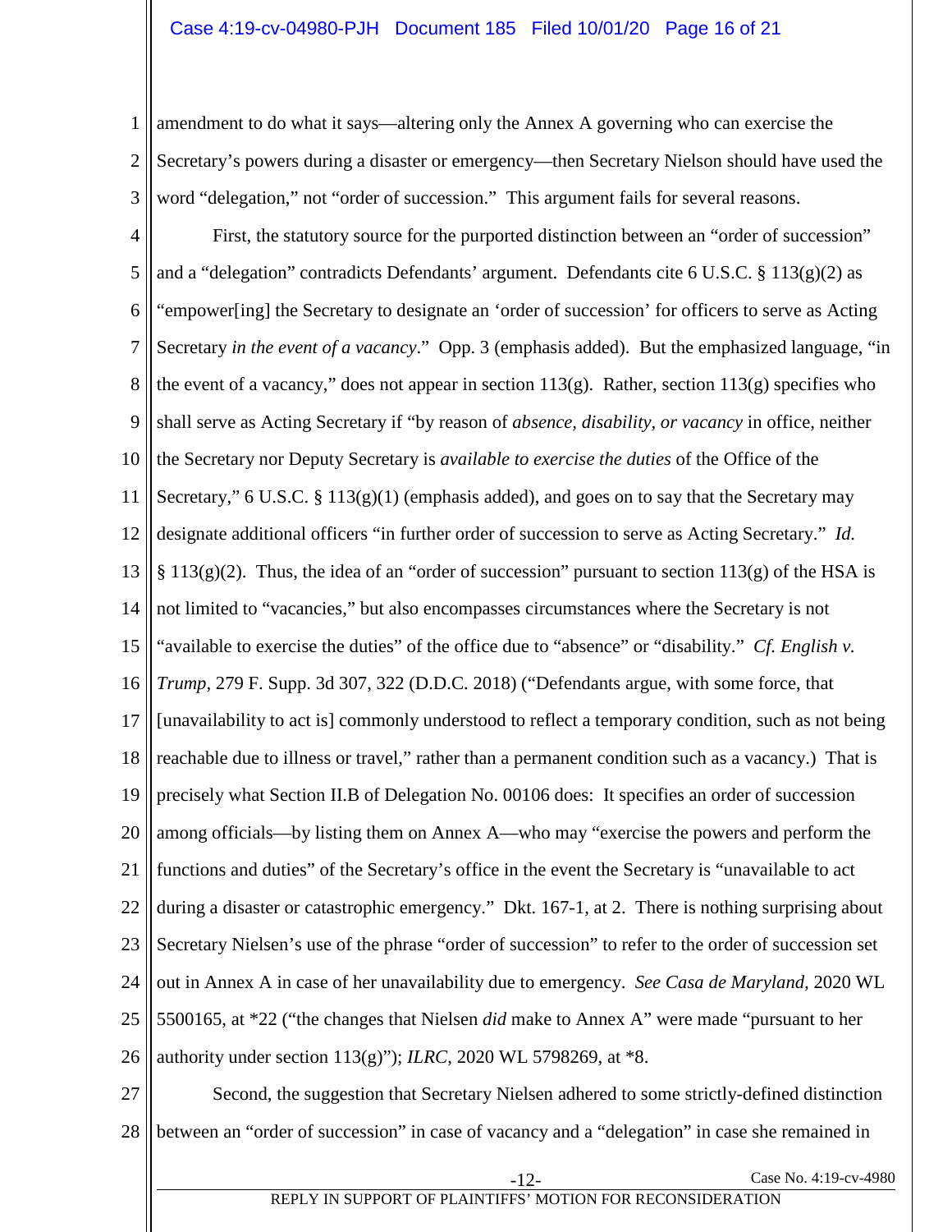amendment to do what it says—altering only the Annex A governing who can exercise the Secretary's powers during a disaster or emergency—then Secretary Nielson should have used the word "delegation," not "order of succession." This argument fails for several reasons.

First, the statutory source for the purported distinction between an "order of succession" and a "delegation" contradicts Defendants' argument. Defendants cite 6 U.S.C. § 113(g)(2) as "empower[ing] the Secretary to designate an 'order of succession' for officers to serve as Acting Secretary *in the event of a vacancy*." Opp. 3 (emphasis added). But the emphasized language, "in the event of a vacancy," does not appear in section 113(g). Rather, section 113(g) specifies who shall serve as Acting Secretary if "by reason of *absence, disability, or vacancy* in office, neither the Secretary nor Deputy Secretary is *available to exercise the duties* of the Office of the Secretary," 6 U.S.C. § 113(g)(1) (emphasis added), and goes on to say that the Secretary may designate additional officers "in further order of succession to serve as Acting Secretary." *Id.* § 113(g)(2). Thus, the idea of an "order of succession" pursuant to section 113(g) of the HSA is not limited to "vacancies," but also encompasses circumstances where the Secretary is not "available to exercise the duties" of the office due to "absence" or "disability." *Cf. English v. Trump*, 279 F. Supp. 3d 307, 322 (D.D.C. 2018) ("Defendants argue, with some force, that [unavailability to act is] commonly understood to reflect a temporary condition, such as not being reachable due to illness or travel," rather than a permanent condition such as a vacancy.) That is precisely what Section II.B of Delegation No. 00106 does: It specifies an order of succession among officials—by listing them on Annex A—who may "exercise the powers and perform the functions and duties" of the Secretary's office in the event the Secretary is "unavailable to act during a disaster or catastrophic emergency." Dkt. 167-1, at 2. There is nothing surprising about Secretary Nielsen's use of the phrase "order of succession" to refer to the order of succession set out in Annex A in case of her unavailability due to emergency. *See Casa de Maryland,* 2020 WL 5500165, at *22 ("the changes that Nielsen *did* make to Annex A" were made "pursuant to her authority under section 113(g)"); *ILRC*, 2020 WL 5798269, at *8.

Second, the suggestion that Secretary Nielsen adhered to some strictly-defined distinction between an "order of succession" in case of vacancy and a "delegation" in case she remained in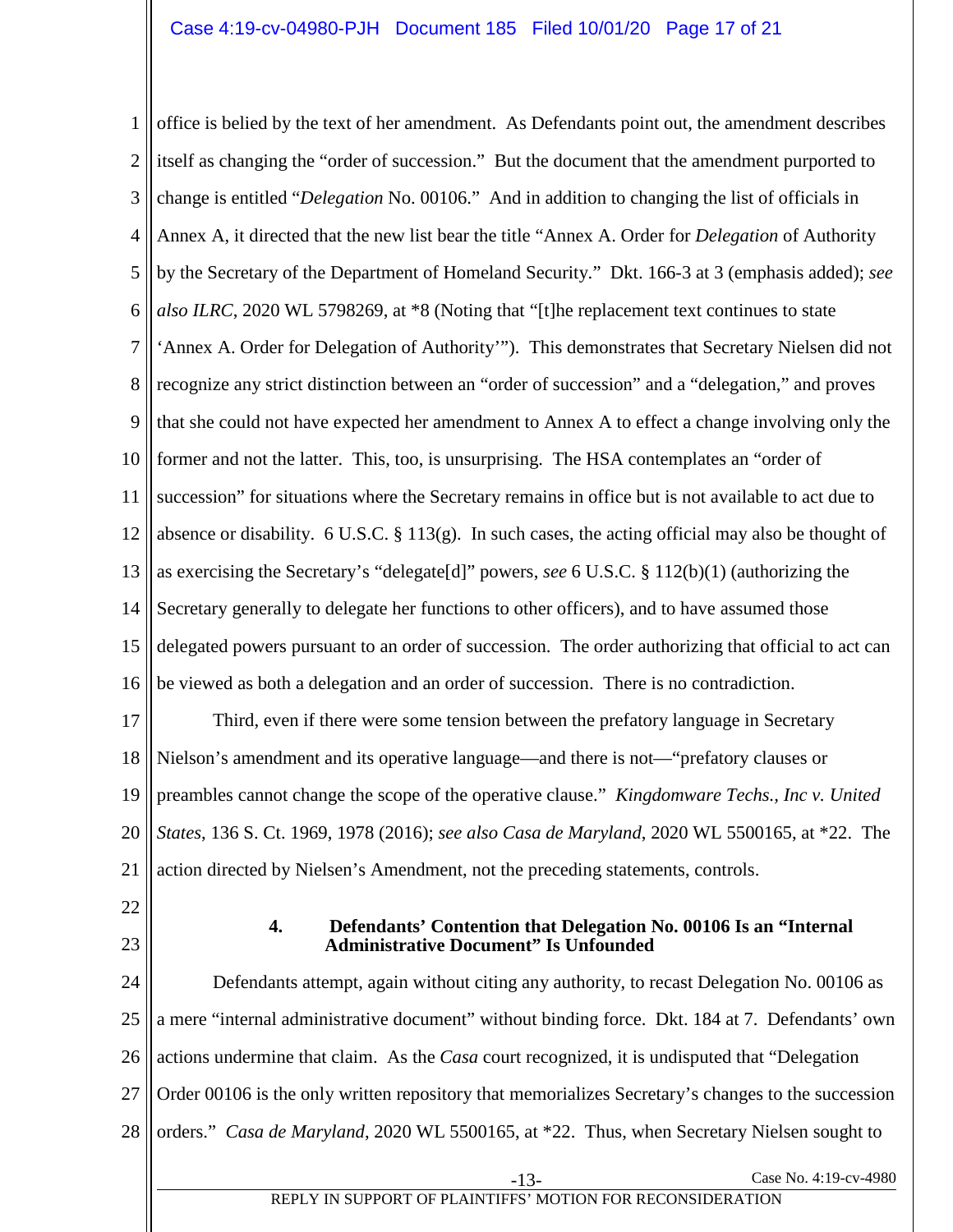office is belied by the text of her amendment. As Defendants point out, the amendment describes itself as changing the "order of succession." But the document that the amendment purported to change is entitled "*Delegation* No. 00106." And in addition to changing the list of officials in Annex A, it directed that the new list bear the title "Annex A. Order for *Delegation* of Authority by the Secretary of the Department of Homeland Security." Dkt. 166-3 at 3 (emphasis added); *see also ILRC*, 2020 WL 5798269, at *8 (Noting that "[t]he replacement text continues to state 'Annex A. Order for Delegation of Authority'"). This demonstrates that Secretary Nielsen did not recognize any strict distinction between an "order of succession" and a "delegation," and proves that she could not have expected her amendment to Annex A to effect a change involving only the former and not the latter. This, too, is unsurprising. The HSA contemplates an "order of succession" for situations where the Secretary remains in office but is not available to act due to absence or disability. 6 U.S.C. § 113(g). In such cases, the acting official may also be thought of as exercising the Secretary's "delegate[d]" powers, *see* 6 U.S.C. § 112(b)(1) (authorizing the Secretary generally to delegate her functions to other officers), and to have assumed those delegated powers pursuant to an order of succession. The order authorizing that official to act can be viewed as both a delegation and an order of succession. There is no contradiction.

Third, even if there were some tension between the prefatory language in Secretary Nielson's amendment and its operative language—and there is not—"prefatory clauses or preambles cannot change the scope of the operative clause." *Kingdomware Techs., Inc v. United States*, 136 S. Ct. 1969, 1978 (2016); *see also Casa de Maryland*, 2020 WL 5500165, at *22. The action directed by Nielsen's Amendment, not the preceding statements, controls.

#### 4. Defendants' Contention that Delegation No. 00106 Is an "Internal Administrative Document" Is Unfounded

Defendants attempt, again without citing any authority, to recast Delegation No. 00106 as a mere "internal administrative document" without binding force. Dkt. 184 at 7. Defendants' own actions undermine that claim. As the *Casa* court recognized, it is undisputed that "Delegation Order 00106 is the only written repository that memorializes Secretary's changes to the succession orders." *Casa de Maryland*, 2020 WL 5500165, at *22. Thus, when Secretary Nielsen sought to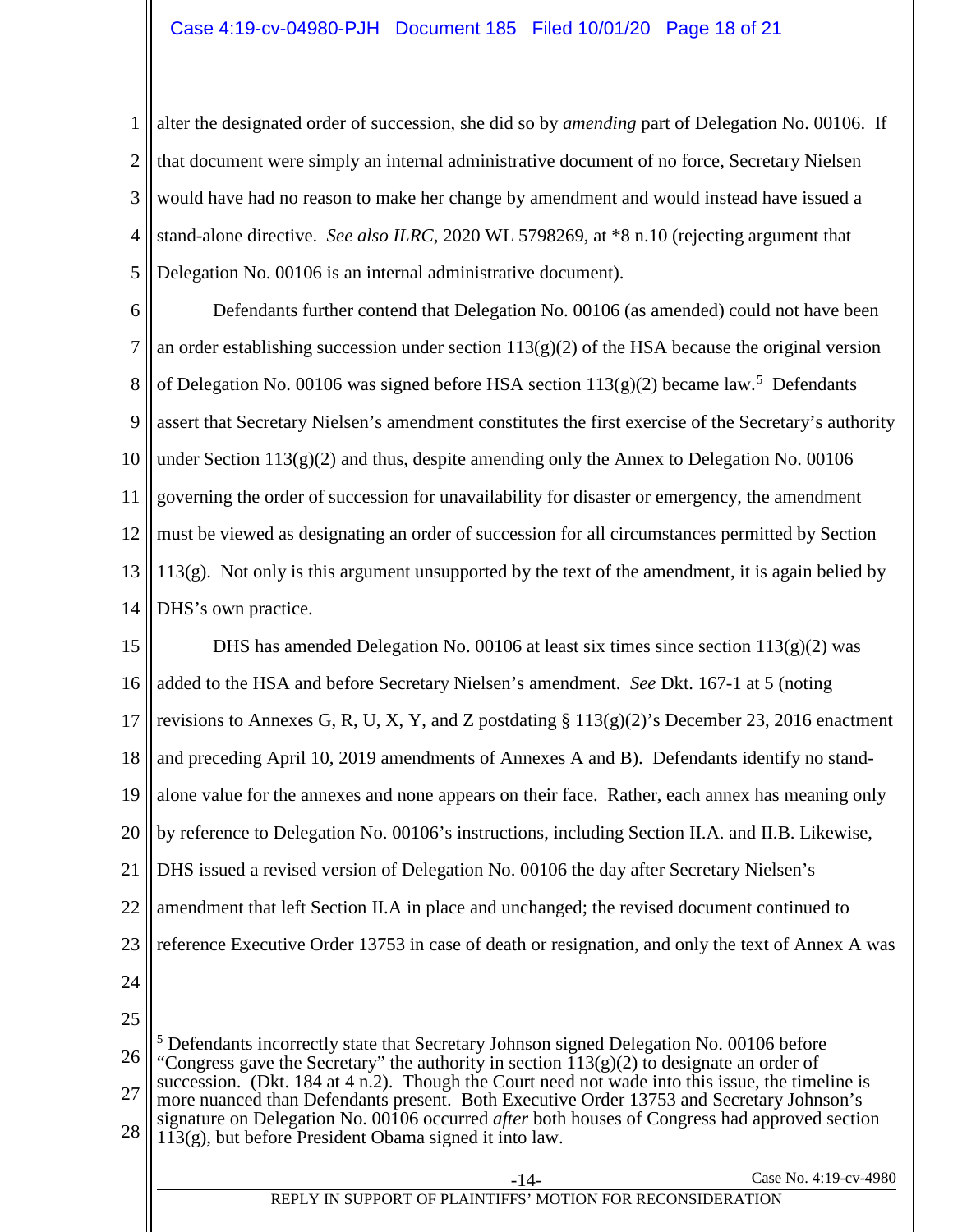alter the designated order of succession, she did so by *amending* part of Delegation No. 00106. If that document were simply an internal administrative document of no force, Secretary Nielsen would have had no reason to make her change by amendment and would instead have issued a stand-alone directive. *See also ILRC*, 2020 WL 5798269, at *8 n.10 (rejecting argument that Delegation No. 00106 is an internal administrative document).

Defendants further contend that Delegation No. 00106 (as amended) could not have been an order establishing succession under section 113(g)(2) of the HSA because the original version of Delegation No. 00106 was signed before HSA section 113(g)(2) became law.[5] Defendants assert that Secretary Nielsen's amendment constitutes the first exercise of the Secretary's authority under Section 113(g)(2) and thus, despite amending only the Annex to Delegation No. 00106 governing the order of succession for unavailability for disaster or emergency, the amendment must be viewed as designating an order of succession for all circumstances permitted by Section 113(g). Not only is this argument unsupported by the text of the amendment, it is again belied by DHS's own practice.

DHS has amended Delegation No. 00106 at least six times since section 113(g)(2) was added to the HSA and before Secretary Nielsen's amendment. *See* Dkt. 167-1 at 5 (noting revisions to Annexes G, R, U, X, Y, and Z postdating § 113(g)(2)'s December 23, 2016 enactment and preceding April 10, 2019 amendments of Annexes A and B). Defendants identify no stand-alone value for the annexes and none appears on their face. Rather, each annex has meaning only by reference to Delegation No. 00106's instructions, including Section II.A. and II.B. Likewise, DHS issued a revised version of Delegation No. 00106 the day after Secretary Nielsen's amendment that left Section II.A in place and unchanged; the revised document continued to reference Executive Order 13753 in case of death or resignation, and only the text of Annex A was

---

[5] Defendants incorrectly state that Secretary Johnson signed Delegation No. 00106 before "Congress gave the Secretary" the authority in section 113(g)(2) to designate an order of succession. (Dkt. 184 at 4 n.2). Though the Court need not wade into this issue, the timeline is more nuanced than Defendants present. Both Executive Order 13753 and Secretary Johnson's signature on Delegation No. 00106 occurred *after* both houses of Congress had approved section 113(g), but before President Obama signed it into law.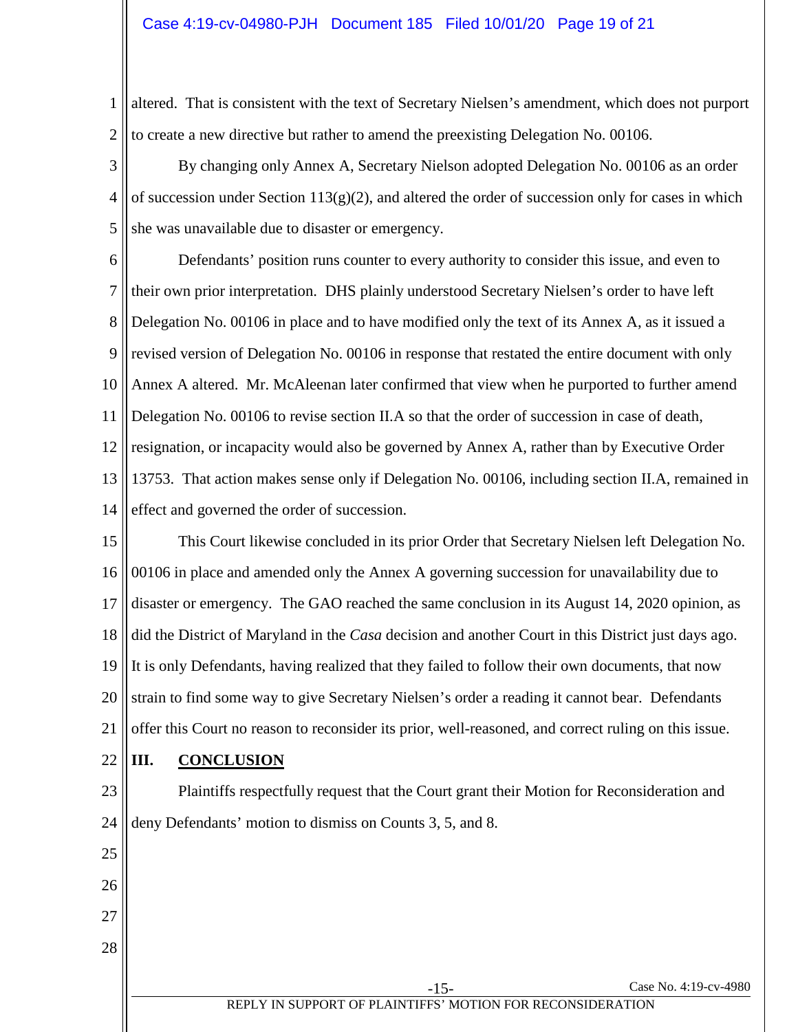altered. That is consistent with the text of Secretary Nielsen's amendment, which does not purport to create a new directive but rather to amend the preexisting Delegation No. 00106.

By changing only Annex A, Secretary Nielson adopted Delegation No. 00106 as an order of succession under Section 113(g)(2), and altered the order of succession only for cases in which she was unavailable due to disaster or emergency.

Defendants' position runs counter to every authority to consider this issue, and even to their own prior interpretation. DHS plainly understood Secretary Nielsen's order to have left Delegation No. 00106 in place and to have modified only the text of its Annex A, as it issued a revised version of Delegation No. 00106 in response that restated the entire document with only Annex A altered. Mr. McAleenan later confirmed that view when he purported to further amend Delegation No. 00106 to revise section II.A so that the order of succession in case of death, resignation, or incapacity would also be governed by Annex A, rather than by Executive Order 13753. That action makes sense only if Delegation No. 00106, including section II.A, remained in effect and governed the order of succession.

This Court likewise concluded in its prior Order that Secretary Nielsen left Delegation No. 00106 in place and amended only the Annex A governing succession for unavailability due to disaster or emergency. The GAO reached the same conclusion in its August 14, 2020 opinion, as did the District of Maryland in the *Casa* decision and another Court in this District just days ago. It is only Defendants, having realized that they failed to follow their own documents, that now strain to find some way to give Secretary Nielsen's order a reading it cannot bear. Defendants offer this Court no reason to reconsider its prior, well-reasoned, and correct ruling on this issue.

## III. CONCLUSION

Plaintiffs respectfully request that the Court grant their Motion for Reconsideration and deny Defendants' motion to dismiss on Counts 3, 5, and 8.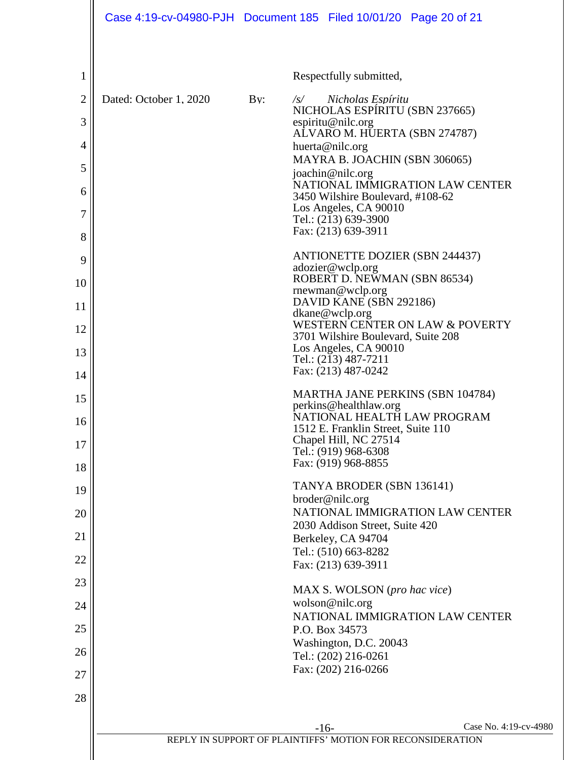Respectfully submitted,

Dated: October 1, 2020 By: */s/ Nicholas Espíritu*

NICHOLAS ESPÍRITU (SBN 237665)
espiritu@nilc.org
ALVARO M. HUERTA (SBN 274787)
huerta@nilc.org
MAYRA B. JOACHIN (SBN 306065)
joachin@nilc.org
NATIONAL IMMIGRATION LAW CENTER
3450 Wilshire Boulevard, #108-62
Los Angeles, CA 90010
Tel.: (213) 639-3900
Fax: (213) 639-3911

ANTIONETTE DOZIER (SBN 244437)
adozier@wclp.org
ROBERT D. NEWMAN (SBN 86534)
rnewman@wclp.org
DAVID KANE (SBN 292186)
dkane@wclp.org
WESTERN CENTER ON LAW & POVERTY
3701 Wilshire Boulevard, Suite 208
Los Angeles, CA 90010
Tel.: (213) 487-7211
Fax: (213) 487-0242

MARTHA JANE PERKINS (SBN 104784)
perkins@healthlaw.org
NATIONAL HEALTH LAW PROGRAM
1512 E. Franklin Street, Suite 110
Chapel Hill, NC 27514
Tel.: (919) 968-6308
Fax: (919) 968-8855

TANYA BRODER (SBN 136141)
broder@nilc.org
NATIONAL IMMIGRATION LAW CENTER
2030 Addison Street, Suite 420
Berkeley, CA 94704
Tel.: (510) 663-8282
Fax: (213) 639-3911

MAX S. WOLSON (*pro hac vice*)
wolson@nilc.org
NATIONAL IMMIGRATION LAW CENTER
P.O. Box 34573
Washington, D.C. 20043
Tel.: (202) 216-0261
Fax: (202) 216-0266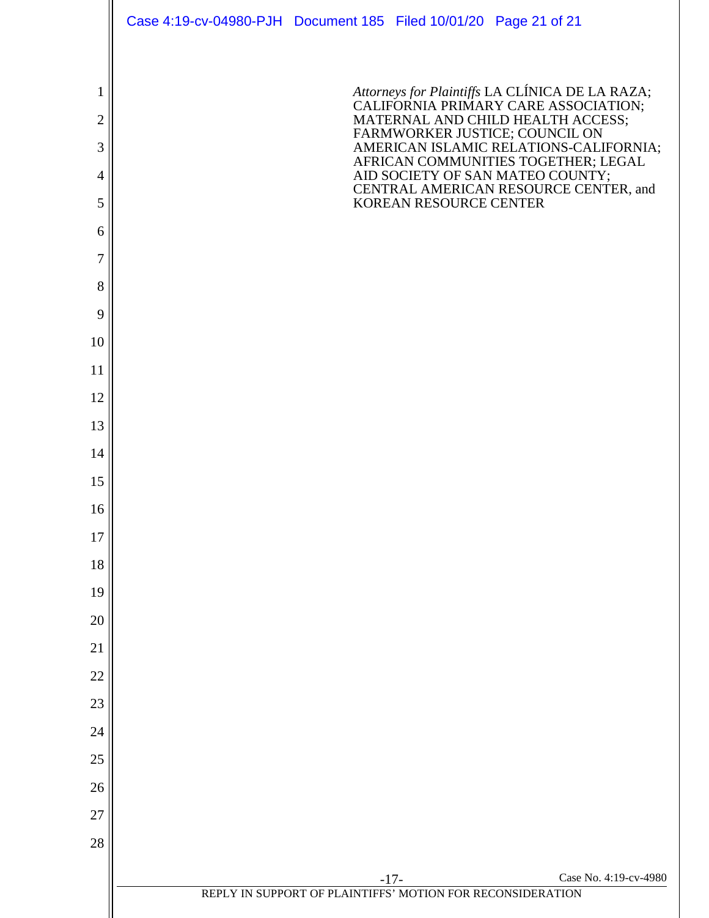*Attorneys for Plaintiffs* LA CLÍNICA DE LA RAZA; CALIFORNIA PRIMARY CARE ASSOCIATION; MATERNAL AND CHILD HEALTH ACCESS; FARMWORKER JUSTICE; COUNCIL ON AMERICAN ISLAMIC RELATIONS-CALIFORNIA; AFRICAN COMMUNITIES TOGETHER; LEGAL AID SOCIETY OF SAN MATEO COUNTY; CENTRAL AMERICAN RESOURCE CENTER, and KOREAN RESOURCE CENTER